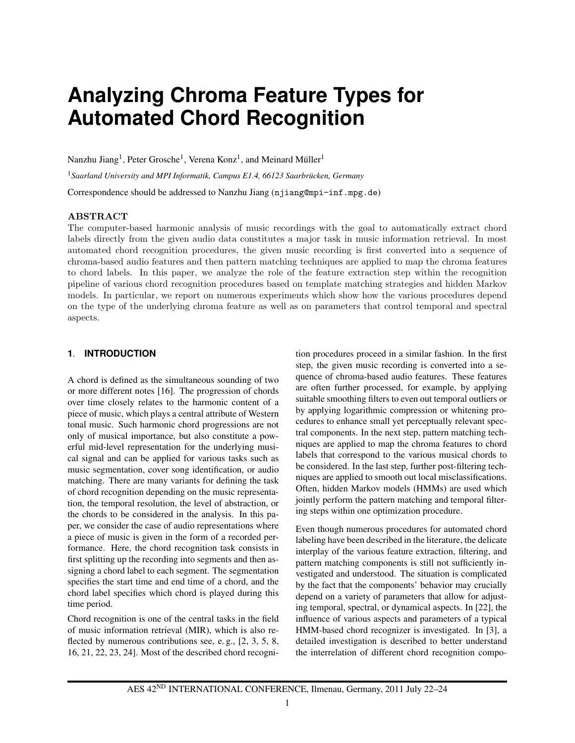# Analyzing Chroma Feature Types for Automated Chord Recognition

Nanzhu Jiang[1], Peter Grosche[1], Verena Konz[1], and Meinard Müller[1]

[1] *Saarland University and MPI Informatik, Campus E1.4, 66123 Saarbrücken, Germany*

Correspondence should be addressed to Nanzhu Jiang (njiang@mpi-inf.mpg.de)

## ABSTRACT

The computer-based harmonic analysis of music recordings with the goal to automatically extract chord labels directly from the given audio data constitutes a major task in music information retrieval. In most automated chord recognition procedures, the given music recording is first converted into a sequence of chroma-based audio features and then pattern matching techniques are applied to map the chroma features to chord labels. In this paper, we analyze the role of the feature extraction step within the recognition pipeline of various chord recognition procedures based on template matching strategies and hidden Markov models. In particular, we report on numerous experiments which show how the various procedures depend on the type of the underlying chroma feature as well as on parameters that control temporal and spectral aspects.

## 1. INTRODUCTION

A chord is defined as the simultaneous sounding of two or more different notes [16]. The progression of chords over time closely relates to the harmonic content of a piece of music, which plays a central attribute of Western tonal music. Such harmonic chord progressions are not only of musical importance, but also constitute a powerful mid-level representation for the underlying musical signal and can be applied for various tasks such as music segmentation, cover song identification, or audio matching. There are many variants for defining the task of chord recognition depending on the music representation, the temporal resolution, the level of abstraction, or the chords to be considered in the analysis. In this paper, we consider the case of audio representations where a piece of music is given in the form of a recorded performance. Here, the chord recognition task consists in first splitting up the recording into segments and then assigning a chord label to each segment. The segmentation specifies the start time and end time of a chord, and the chord label specifies which chord is played during this time period.

Chord recognition is one of the central tasks in the field of music information retrieval (MIR), which is also reflected by numerous contributions see, e. g., [2, 3, 5, 8, 16, 21, 22, 23, 24]. Most of the described chord recognition procedures proceed in a similar fashion. In the first step, the given music recording is converted into a sequence of chroma-based audio features. These features are often further processed, for example, by applying suitable smoothing filters to even out temporal outliers or by applying logarithmic compression or whitening procedures to enhance small yet perceptually relevant spectral components. In the next step, pattern matching techniques are applied to map the chroma features to chord labels that correspond to the various musical chords to be considered. In the last step, further post-filtering techniques are applied to smooth out local misclassifications. Often, hidden Markov models (HMMs) are used which jointly perform the pattern matching and temporal filtering steps within one optimization procedure.

Even though numerous procedures for automated chord labeling have been described in the literature, the delicate interplay of the various feature extraction, filtering, and pattern matching components is still not sufficiently investigated and understood. The situation is complicated by the fact that the components' behavior may crucially depend on a variety of parameters that allow for adjusting temporal, spectral, or dynamical aspects. In [22], the influence of various aspects and parameters of a typical HMM-based chord recognizer is investigated. In [3], a detailed investigation is described to better understand the interrelation of different chord recognition compo-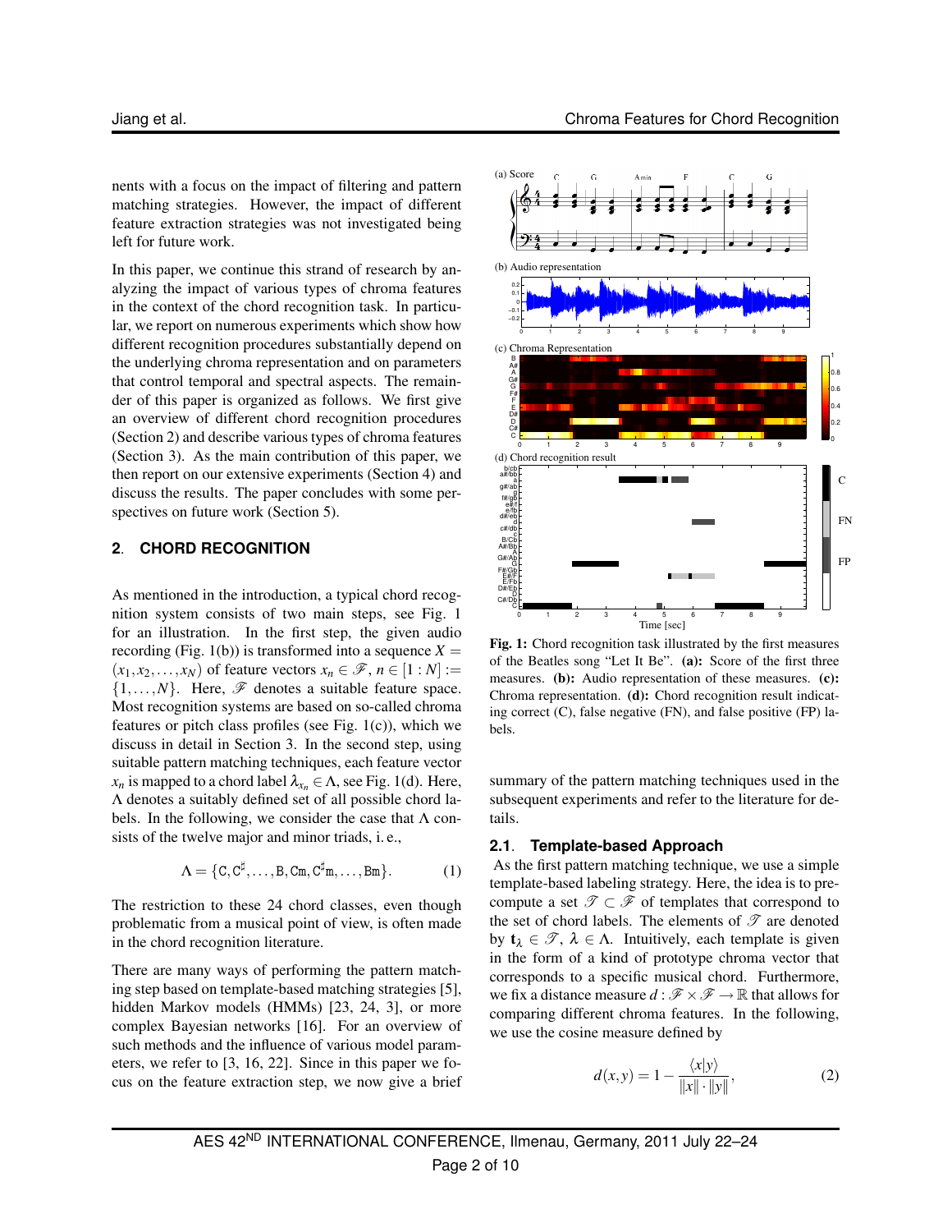nents with a focus on the impact of filtering and pattern matching strategies. However, the impact of different feature extraction strategies was not investigated being left for future work.

In this paper, we continue this strand of research by analyzing the impact of various types of chroma features in the context of the chord recognition task. In particular, we report on numerous experiments which show how different recognition procedures substantially depend on the underlying chroma representation and on parameters that control temporal and spectral aspects. The remainder of this paper is organized as follows. We first give an overview of different chord recognition procedures (Section 2) and describe various types of chroma features (Section 3). As the main contribution of this paper, we then report on our extensive experiments (Section 4) and discuss the results. The paper concludes with some perspectives on future work (Section 5).

## 2. CHORD RECOGNITION

As mentioned in the introduction, a typical chord recognition system consists of two main steps, see Fig. 1 for an illustration. In the first step, the given audio recording (Fig. 1(b)) is transformed into a sequence $X = (x_1, x_2, \ldots, x_N)$ of feature vectors $x_n \in \mathscr{F}$, $n \in [1:N] := \{1, \ldots, N\}$. Here, $\mathscr{F}$ denotes a suitable feature space. Most recognition systems are based on so-called chroma features or pitch class profiles (see Fig. 1(c)), which we discuss in detail in Section 3. In the second step, using suitable pattern matching techniques, each feature vector $x_n$ is mapped to a chord label $\lambda_{x_n} \in \Lambda$, see Fig. 1(d). Here, $\Lambda$ denotes a suitably defined set of all possible chord labels. In the following, we consider the case that $\Lambda$ consists of the twelve major and minor triads, i. e.,

$$\Lambda = \{\mathtt{C}, \mathtt{C}^\sharp, \ldots, \mathtt{B}, \mathtt{Cm}, \mathtt{C}^\sharp\mathtt{m}, \ldots, \mathtt{Bm}\}. \quad (1)$$

The restriction to these 24 chord classes, even though problematic from a musical point of view, is often made in the chord recognition literature.

There are many ways of performing the pattern matching step based on template-based matching strategies [5], hidden Markov models (HMMs) [23, 24, 3], or more complex Bayesian networks [16]. For an overview of such methods and the influence of various model parameters, we refer to [3, 16, 22]. Since in this paper we focus on the feature extraction step, we now give a brief summary of the pattern matching techniques used in the subsequent experiments and refer to the literature for details.

**Fig. 1:** Chord recognition task illustrated by the first measures of the Beatles song "Let It Be". **(a):** Score of the first three measures. **(b):** Audio representation of these measures. **(c):** Chroma representation. **(d):** Chord recognition result indicating correct (C), false negative (FN), and false positive (FP) labels.

### 2.1. Template-based Approach

As the first pattern matching technique, we use a simple template-based labeling strategy. Here, the idea is to precompute a set $\mathscr{T} \subset \mathscr{F}$ of templates that correspond to the set of chord labels. The elements of $\mathscr{T}$ are denoted by $\mathbf{t}_\lambda \in \mathscr{T}$, $\lambda \in \Lambda$. Intuitively, each template is given in the form of a kind of prototype chroma vector that corresponds to a specific musical chord. Furthermore, we fix a distance measure $d : \mathscr{F} \times \mathscr{F} \to \mathbb{R}$ that allows for comparing different chroma features. In the following, we use the cosine measure defined by

$$d(x,y) = 1 - \frac{\langle x|y \rangle}{\|x\| \cdot \|y\|}, \quad (2)$$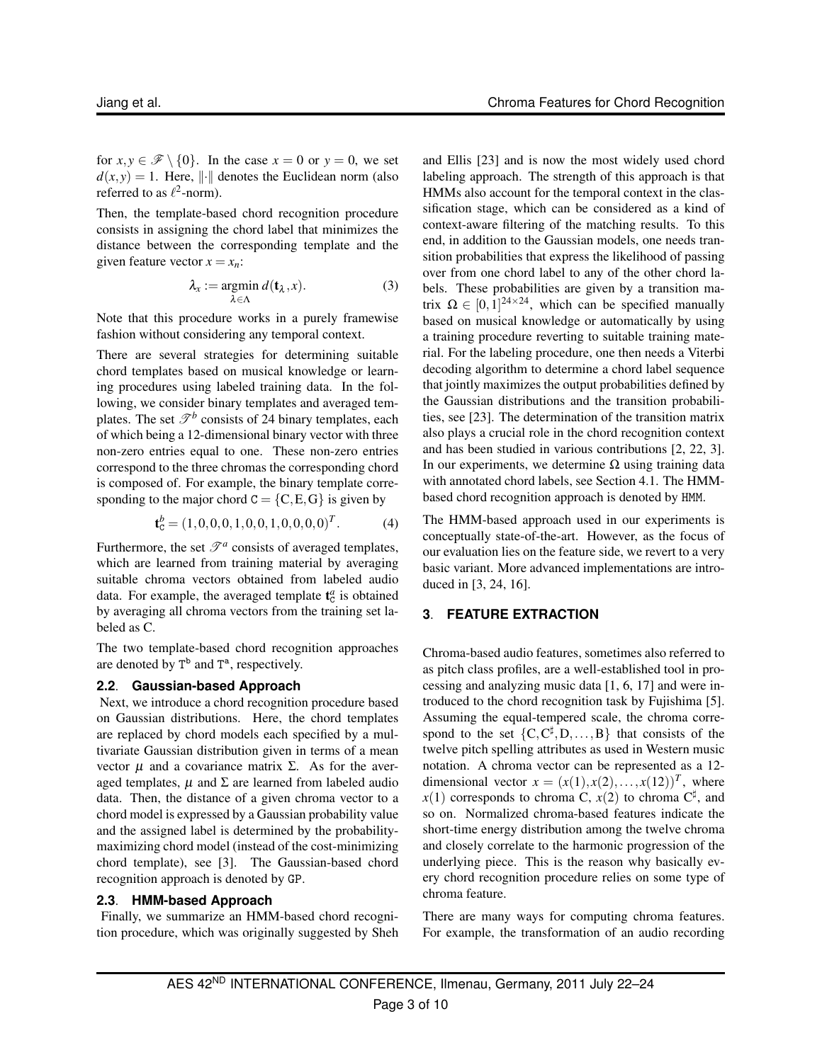for $x, y \in \mathscr{F} \setminus \{0\}$. In the case $x = 0$ or $y = 0$, we set $d(x,y) = 1$. Here, $\|\cdot\|$ denotes the Euclidean norm (also referred to as $\ell^2$-norm).

Then, the template-based chord recognition procedure consists in assigning the chord label that minimizes the distance between the corresponding template and the given feature vector $x = x_n$:

$$\lambda_x := \underset{\lambda \in \Lambda}{\operatorname{argmin}}\, d(\mathbf{t}_\lambda, x). \tag{3}$$

Note that this procedure works in a purely framewise fashion without considering any temporal context.

There are several strategies for determining suitable chord templates based on musical knowledge or learning procedures using labeled training data. In the following, we consider binary templates and averaged templates. The set $\mathscr{T}^b$ consists of 24 binary templates, each of which being a 12-dimensional binary vector with three non-zero entries equal to one. These non-zero entries correspond to the three chromas the corresponding chord is composed of. For example, the binary template corresponding to the major chord $\mathtt{C} = \{\mathrm{C}, \mathrm{E}, \mathrm{G}\}$ is given by

$$\mathbf{t}^b_{\mathtt{C}} = (1,0,0,0,1,0,0,1,0,0,0,0)^T. \tag{4}$$

Furthermore, the set $\mathscr{T}^a$ consists of averaged templates, which are learned from training material by averaging suitable chroma vectors obtained from labeled audio data. For example, the averaged template $\mathbf{t}^a_{\mathtt{C}}$ is obtained by averaging all chroma vectors from the training set labeled as C.

The two template-based chord recognition approaches are denoted by $\mathtt{T}^\mathtt{b}$ and $\mathtt{T}^\mathtt{a}$, respectively.

### 2.2. Gaussian-based Approach

Next, we introduce a chord recognition procedure based on Gaussian distributions. Here, the chord templates are replaced by chord models each specified by a multivariate Gaussian distribution given in terms of a mean vector $\mu$ and a covariance matrix $\Sigma$. As for the averaged templates, $\mu$ and $\Sigma$ are learned from labeled audio data. Then, the distance of a given chroma vector to a chord model is expressed by a Gaussian probability value and the assigned label is determined by the probability-maximizing chord model (instead of the cost-minimizing chord template), see [3]. The Gaussian-based chord recognition approach is denoted by GP.

### 2.3. HMM-based Approach

Finally, we summarize an HMM-based chord recognition procedure, which was originally suggested by Sheh and Ellis [23] and is now the most widely used chord labeling approach. The strength of this approach is that HMMs also account for the temporal context in the classification stage, which can be considered as a kind of context-aware filtering of the matching results. To this end, in addition to the Gaussian models, one needs transition probabilities that express the likelihood of passing over from one chord label to any of the other chord labels. These probabilities are given by a transition matrix $\Omega \in [0,1]^{24\times 24}$, which can be specified manually based on musical knowledge or automatically by using a training procedure reverting to suitable training material. For the labeling procedure, one then needs a Viterbi decoding algorithm to determine a chord label sequence that jointly maximizes the output probabilities defined by the Gaussian distributions and the transition probabilities, see [23]. The determination of the transition matrix also plays a crucial role in the chord recognition context and has been studied in various contributions [2, 22, 3]. In our experiments, we determine $\Omega$ using training data with annotated chord labels, see Section 4.1. The HMM-based chord recognition approach is denoted by HMM.

The HMM-based approach used in our experiments is conceptually state-of-the-art. However, as the focus of our evaluation lies on the feature side, we revert to a very basic variant. More advanced implementations are introduced in [3, 24, 16].

## 3. FEATURE EXTRACTION

Chroma-based audio features, sometimes also referred to as pitch class profiles, are a well-established tool in processing and analyzing music data [1, 6, 17] and were introduced to the chord recognition task by Fujishima [5]. Assuming the equal-tempered scale, the chroma correspond to the set $\{\mathrm{C}, \mathrm{C}^\sharp, \mathrm{D}, \ldots, \mathrm{B}\}$ that consists of the twelve pitch spelling attributes as used in Western music notation. A chroma vector can be represented as a 12-dimensional vector $x = (x(1), x(2), \ldots, x(12))^T$, where $x(1)$ corresponds to chroma C, $x(2)$ to chroma $\mathrm{C}^\sharp$, and so on. Normalized chroma-based features indicate the short-time energy distribution among the twelve chroma and closely correlate to the harmonic progression of the underlying piece. This is the reason why basically every chord recognition procedure relies on some type of chroma feature.

There are many ways for computing chroma features. For example, the transformation of an audio recording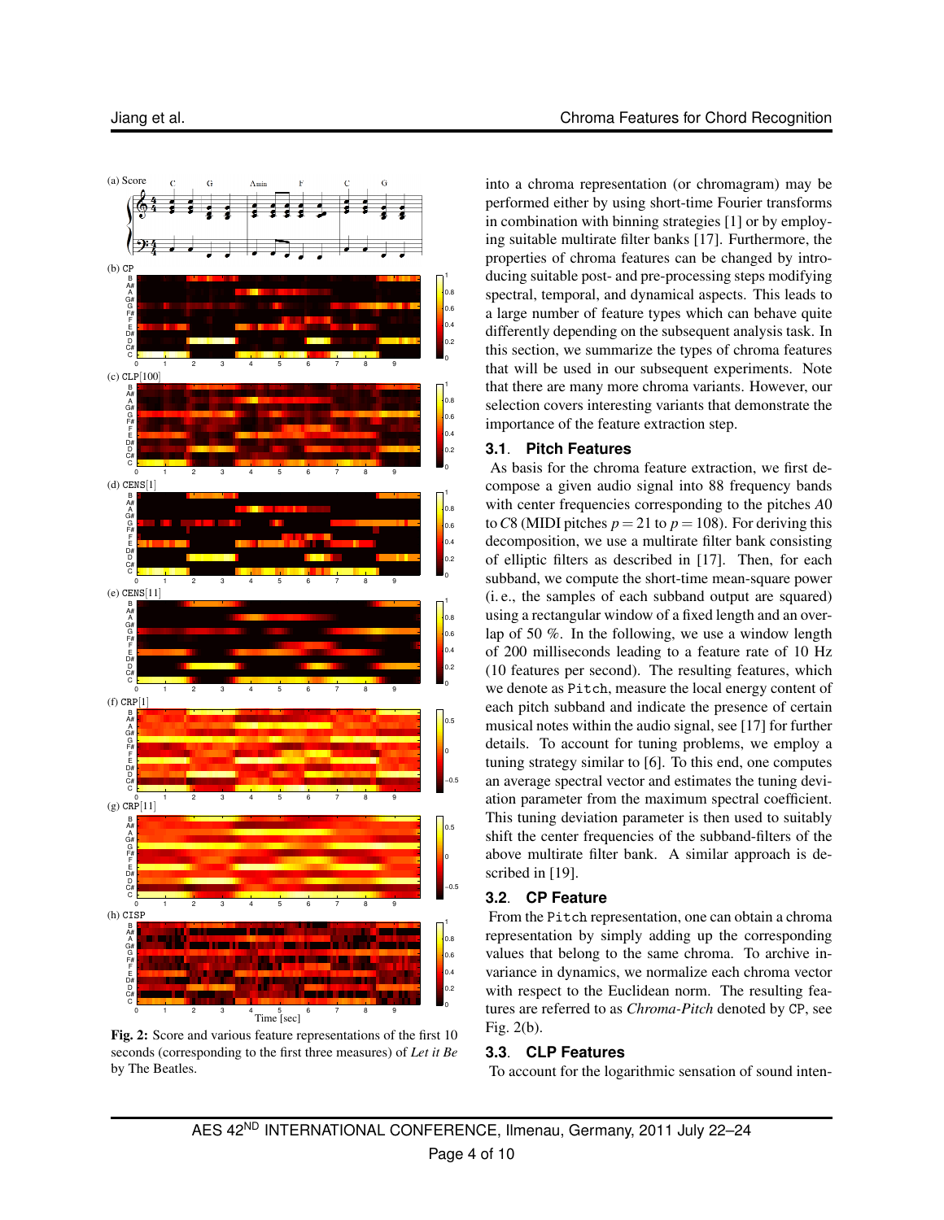**Fig. 2:** Score and various feature representations of the first 10 seconds (corresponding to the first three measures) of *Let it Be* by The Beatles.

into a chroma representation (or chromagram) may be performed either by using short-time Fourier transforms in combination with binning strategies [1] or by employing suitable multirate filter banks [17]. Furthermore, the properties of chroma features can be changed by introducing suitable post- and pre-processing steps modifying spectral, temporal, and dynamical aspects. This leads to a large number of feature types which can behave quite differently depending on the subsequent analysis task. In this section, we summarize the types of chroma features that will be used in our subsequent experiments. Note that there are many more chroma variants. However, our selection covers interesting variants that demonstrate the importance of the feature extraction step.

### 3.1. Pitch Features

As basis for the chroma feature extraction, we first decompose a given audio signal into 88 frequency bands with center frequencies corresponding to the pitches *A*0 to *C*8 (MIDI pitches $p = 21$ to $p = 108$). For deriving this decomposition, we use a multirate filter bank consisting of elliptic filters as described in [17]. Then, for each subband, we compute the short-time mean-square power (i. e., the samples of each subband output are squared) using a rectangular window of a fixed length and an overlap of 50 %. In the following, we use a window length of 200 milliseconds leading to a feature rate of 10 Hz (10 features per second). The resulting features, which we denote as `Pitch`, measure the local energy content of each pitch subband and indicate the presence of certain musical notes within the audio signal, see [17] for further details. To account for tuning problems, we employ a tuning strategy similar to [6]. To this end, one computes an average spectral vector and estimates the tuning deviation parameter from the maximum spectral coefficient. This tuning deviation parameter is then used to suitably shift the center frequencies of the subband-filters of the above multirate filter bank. A similar approach is described in [19].

### 3.2. CP Feature

From the `Pitch` representation, one can obtain a chroma representation by simply adding up the corresponding values that belong to the same chroma. To archive invariance in dynamics, we normalize each chroma vector with respect to the Euclidean norm. The resulting features are referred to as *Chroma-Pitch* denoted by `CP`, see Fig. 2(b).

### 3.3. CLP Features

To account for the logarithmic sensation of sound inten-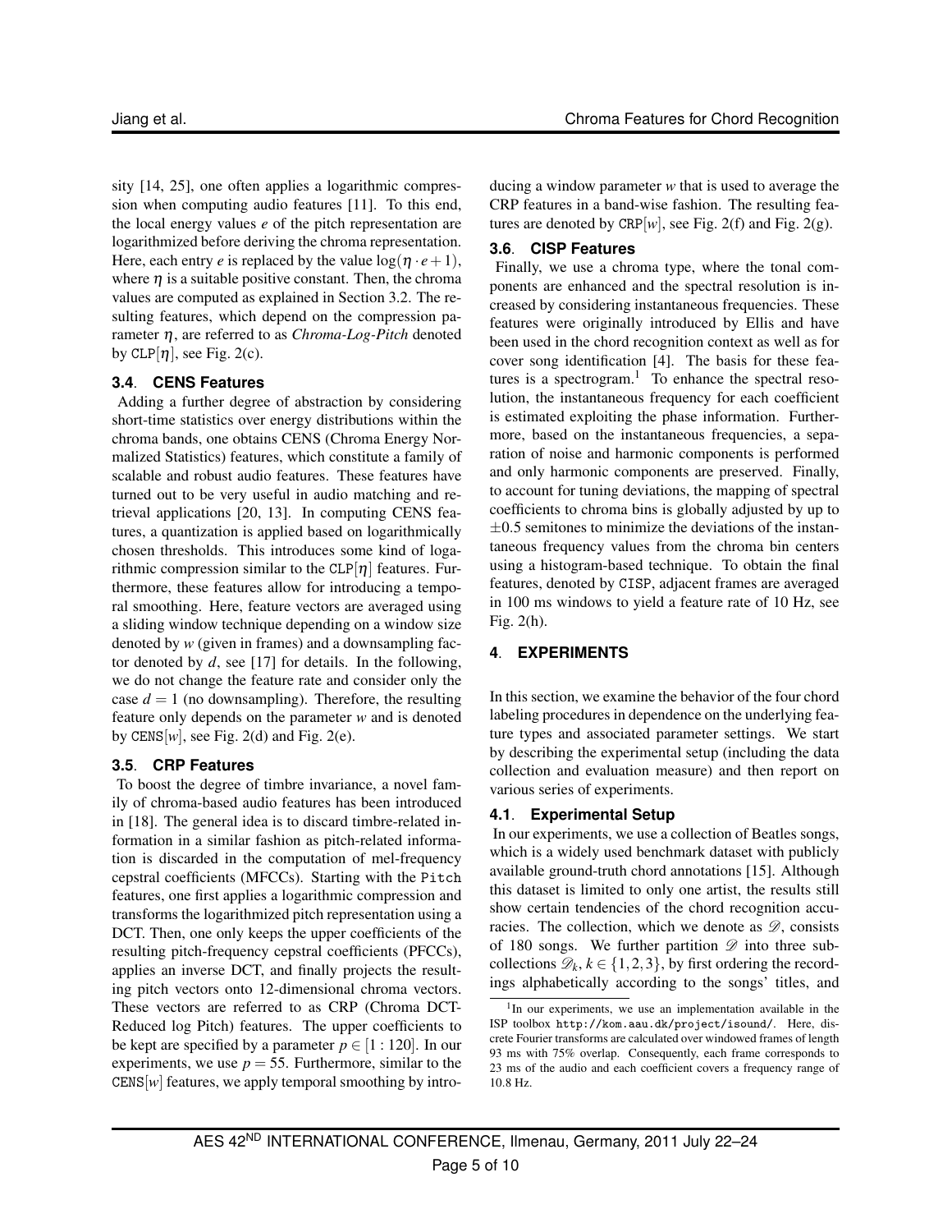sity [14, 25], one often applies a logarithmic compression when computing audio features [11]. To this end, the local energy values $e$ of the pitch representation are logarithmized before deriving the chroma representation. Here, each entry $e$ is replaced by the value $\log(\eta \cdot e + 1)$, where $\eta$ is a suitable positive constant. Then, the chroma values are computed as explained in Section 3.2. The resulting features, which depend on the compression parameter $\eta$, are referred to as *Chroma-Log-Pitch* denoted by $\texttt{CLP}[\eta]$, see Fig. 2(c).

### 3.4. CENS Features

Adding a further degree of abstraction by considering short-time statistics over energy distributions within the chroma bands, one obtains CENS (Chroma Energy Normalized Statistics) features, which constitute a family of scalable and robust audio features. These features have turned out to be very useful in audio matching and retrieval applications [20, 13]. In computing CENS features, a quantization is applied based on logarithmically chosen thresholds. This introduces some kind of logarithmic compression similar to the $\texttt{CLP}[\eta]$ features. Furthermore, these features allow for introducing a temporal smoothing. Here, feature vectors are averaged using a sliding window technique depending on a window size denoted by $w$ (given in frames) and a downsampling factor denoted by $d$, see [17] for details. In the following, we do not change the feature rate and consider only the case $d = 1$ (no downsampling). Therefore, the resulting feature only depends on the parameter $w$ and is denoted by $\texttt{CENS}[w]$, see Fig. 2(d) and Fig. 2(e).

### 3.5. CRP Features

To boost the degree of timbre invariance, a novel family of chroma-based audio features has been introduced in [18]. The general idea is to discard timbre-related information in a similar fashion as pitch-related information is discarded in the computation of mel-frequency cepstral coefficients (MFCCs). Starting with the `Pitch` features, one first applies a logarithmic compression and transforms the logarithmized pitch representation using a DCT. Then, one only keeps the upper coefficients of the resulting pitch-frequency cepstral coefficients (PFCCs), applies an inverse DCT, and finally projects the resulting pitch vectors onto 12-dimensional chroma vectors. These vectors are referred to as CRP (Chroma DCT-Reduced log Pitch) features. The upper coefficients to be kept are specified by a parameter $p \in [1:120]$. In our experiments, we use $p = 55$. Furthermore, similar to the $\texttt{CENS}[w]$ features, we apply temporal smoothing by introducing a window parameter $w$ that is used to average the CRP features in a band-wise fashion. The resulting features are denoted by $\texttt{CRP}[w]$, see Fig. 2(f) and Fig. 2(g).

### 3.6. CISP Features

Finally, we use a chroma type, where the tonal components are enhanced and the spectral resolution is increased by considering instantaneous frequencies. These features were originally introduced by Ellis and have been used in the chord recognition context as well as for cover song identification [4]. The basis for these features is a spectrogram.[1] To enhance the spectral resolution, the instantaneous frequency for each coefficient is estimated exploiting the phase information. Furthermore, based on the instantaneous frequencies, a separation of noise and harmonic components is performed and only harmonic components are preserved. Finally, to account for tuning deviations, the mapping of spectral coefficients to chroma bins is globally adjusted by up to $\pm 0.5$ semitones to minimize the deviations of the instantaneous frequency values from the chroma bin centers using a histogram-based technique. To obtain the final features, denoted by `CISP`, adjacent frames are averaged in 100 ms windows to yield a feature rate of 10 Hz, see Fig. 2(h).

## 4. EXPERIMENTS

In this section, we examine the behavior of the four chord labeling procedures in dependence on the underlying feature types and associated parameter settings. We start by describing the experimental setup (including the data collection and evaluation measure) and then report on various series of experiments.

### 4.1. Experimental Setup

In our experiments, we use a collection of Beatles songs, which is a widely used benchmark dataset with publicly available ground-truth chord annotations [15]. Although this dataset is limited to only one artist, the results still show certain tendencies of the chord recognition accuracies. The collection, which we denote as $\mathscr{D}$, consists of 180 songs. We further partition $\mathscr{D}$ into three subcollections $\mathscr{D}_k$, $k \in \{1, 2, 3\}$, by first ordering the recordings alphabetically according to the songs' titles, and

[1] In our experiments, we use an implementation available in the ISP toolbox `http://kom.aau.dk/project/isound/`. Here, discrete Fourier transforms are calculated over windowed frames of length 93 ms with 75% overlap. Consequently, each frame corresponds to 23 ms of the audio and each coefficient covers a frequency range of 10.8 Hz.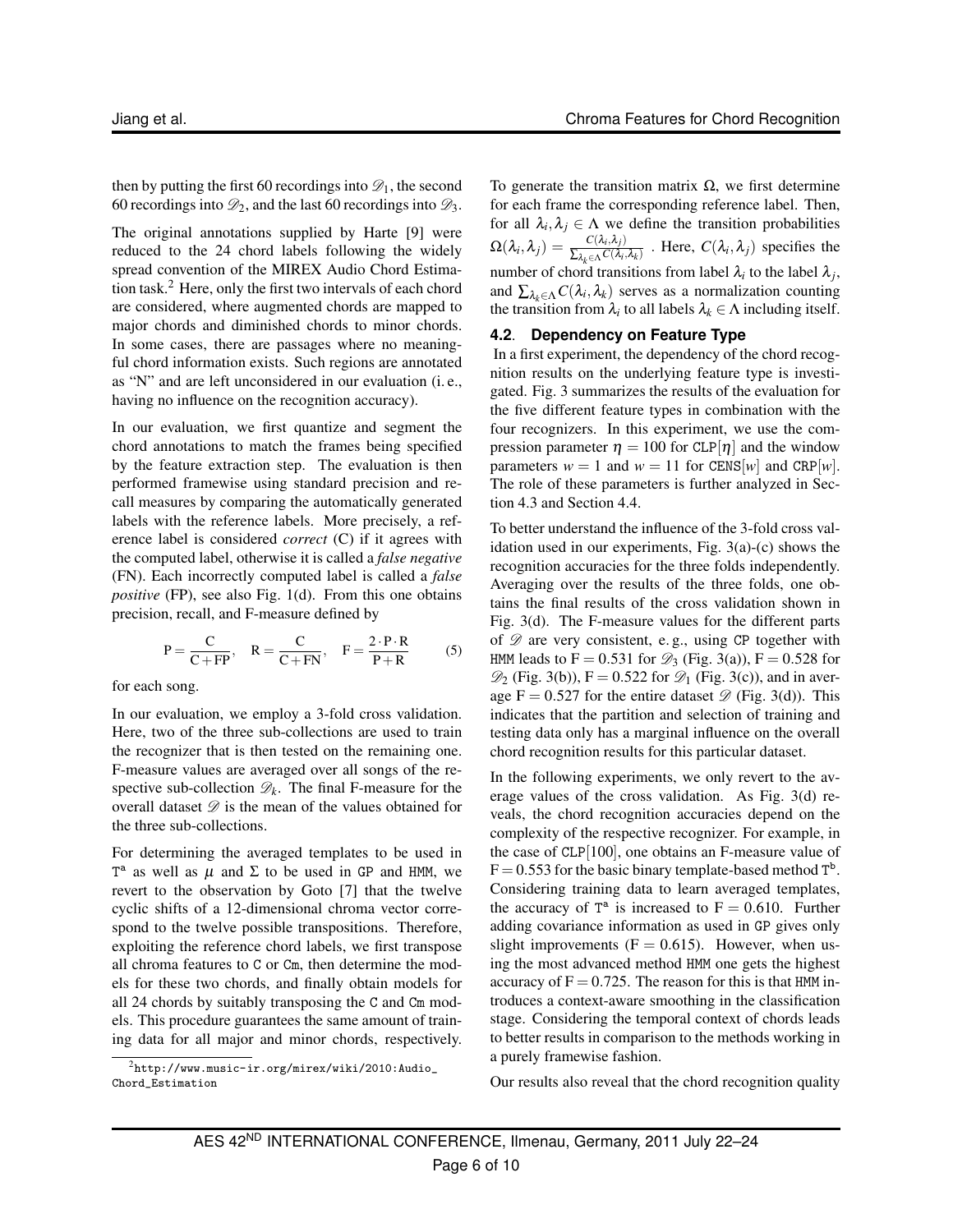then by putting the first 60 recordings into $\mathscr{D}_1$, the second 60 recordings into $\mathscr{D}_2$, and the last 60 recordings into $\mathscr{D}_3$.

The original annotations supplied by Harte [9] were reduced to the 24 chord labels following the widely spread convention of the MIREX Audio Chord Estimation task.[2] Here, only the first two intervals of each chord are considered, where augmented chords are mapped to major chords and diminished chords to minor chords. In some cases, there are passages where no meaningful chord information exists. Such regions are annotated as "N" and are left unconsidered in our evaluation (i. e., having no influence on the recognition accuracy).

In our evaluation, we first quantize and segment the chord annotations to match the frames being specified by the feature extraction step. The evaluation is then performed framewise using standard precision and recall measures by comparing the automatically generated labels with the reference labels. More precisely, a reference label is considered *correct* (C) if it agrees with the computed label, otherwise it is called a *false negative* (FN). Each incorrectly computed label is called a *false positive* (FP), see also Fig. 1(d). From this one obtains precision, recall, and F-measure defined by

$$\mathrm{P} = \frac{\mathrm{C}}{\mathrm{C}+\mathrm{FP}}, \quad \mathrm{R} = \frac{\mathrm{C}}{\mathrm{C}+\mathrm{FN}}, \quad \mathrm{F} = \frac{2\cdot\mathrm{P}\cdot\mathrm{R}}{\mathrm{P}+\mathrm{R}} \tag{5}$$

for each song.

In our evaluation, we employ a 3-fold cross validation. Here, two of the three sub-collections are used to train the recognizer that is then tested on the remaining one. F-measure values are averaged over all songs of the respective sub-collection $\mathscr{D}_k$. The final F-measure for the overall dataset $\mathscr{D}$ is the mean of the values obtained for the three sub-collections.

For determining the averaged templates to be used in $\mathtt{T}^\mathrm{a}$ as well as $\mu$ and $\Sigma$ to be used in GP and HMM, we revert to the observation by Goto [7] that the twelve cyclic shifts of a 12-dimensional chroma vector correspond to the twelve possible transpositions. Therefore, exploiting the reference chord labels, we first transpose all chroma features to C or Cm, then determine the models for these two chords, and finally obtain models for all 24 chords by suitably transposing the C and Cm models. This procedure guarantees the same amount of training data for all major and minor chords, respectively.

[2] http://www.music-ir.org/mirex/wiki/2010:Audio_Chord_Estimation

To generate the transition matrix $\Omega$, we first determine for each frame the corresponding reference label. Then, for all $\lambda_i, \lambda_j \in \Lambda$ we define the transition probabilities $\Omega(\lambda_i,\lambda_j) = \frac{C(\lambda_i,\lambda_j)}{\sum_{\lambda_k\in\Lambda} C(\lambda_i,\lambda_k)}$ . Here, $C(\lambda_i,\lambda_j)$ specifies the number of chord transitions from label $\lambda_i$ to the label $\lambda_j$, and $\sum_{\lambda_k\in\Lambda} C(\lambda_i,\lambda_k)$ serves as a normalization counting the transition from $\lambda_i$ to all labels $\lambda_k \in \Lambda$ including itself.

## 4.2. Dependency on Feature Type

In a first experiment, the dependency of the chord recognition results on the underlying feature type is investigated. Fig. 3 summarizes the results of the evaluation for the five different feature types in combination with the four recognizers. In this experiment, we use the compression parameter $\eta = 100$ for CLP[$\eta$] and the window parameters $w = 1$ and $w = 11$ for CENS[$w$] and CRP[$w$]. The role of these parameters is further analyzed in Section 4.3 and Section 4.4.

To better understand the influence of the 3-fold cross validation used in our experiments, Fig. 3(a)-(c) shows the recognition accuracies for the three folds independently. Averaging over the results of the three folds, one obtains the final results of the cross validation shown in Fig. 3(d). The F-measure values for the different parts of $\mathscr{D}$ are very consistent, e. g., using CP together with HMM leads to $\mathrm{F} = 0.531$ for $\mathscr{D}_3$ (Fig. 3(a)), $\mathrm{F} = 0.528$ for $\mathscr{D}_2$ (Fig. 3(b)), $\mathrm{F} = 0.522$ for $\mathscr{D}_1$ (Fig. 3(c)), and in average $\mathrm{F} = 0.527$ for the entire dataset $\mathscr{D}$ (Fig. 3(d)). This indicates that the partition and selection of training and testing data only has a marginal influence on the overall chord recognition results for this particular dataset.

In the following experiments, we only revert to the average values of the cross validation. As Fig. 3(d) reveals, the chord recognition accuracies depend on the complexity of the respective recognizer. For example, in the case of CLP[100], one obtains an F-measure value of $\mathrm{F} = 0.553$ for the basic binary template-based method $\mathtt{T}^\mathrm{b}$. Considering training data to learn averaged templates, the accuracy of $\mathtt{T}^\mathrm{a}$ is increased to $\mathrm{F} = 0.610$. Further adding covariance information as used in GP gives only slight improvements ($\mathrm{F} = 0.615$). However, when using the most advanced method HMM one gets the highest accuracy of $\mathrm{F} = 0.725$. The reason for this is that HMM introduces a context-aware smoothing in the classification stage. Considering the temporal context of chords leads to better results in comparison to the methods working in a purely framewise fashion.

Our results also reveal that the chord recognition quality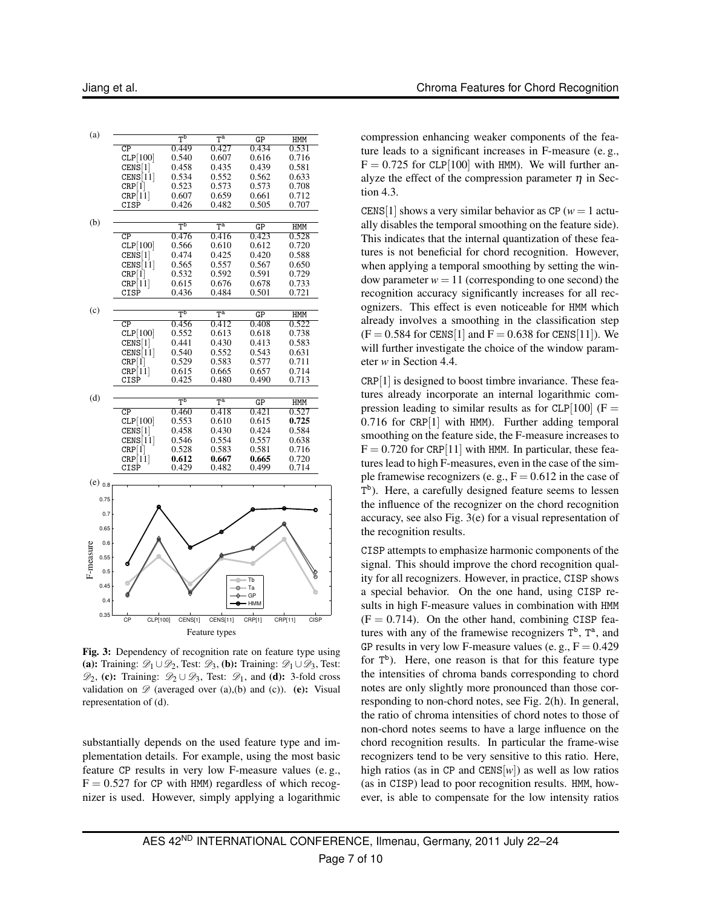(a)

| | $T^b$ | $T^a$ | GP | HMM |
|---|---|---|---|---|
| CP | 0.449 | 0.427 | 0.434 | 0.531 |
| CLP[100] | 0.540 | 0.607 | 0.616 | 0.716 |
| CENS[1] | 0.458 | 0.435 | 0.439 | 0.581 |
| CENS[11] | 0.534 | 0.552 | 0.562 | 0.633 |
| CRP[1] | 0.523 | 0.573 | 0.573 | 0.708 |
| CRP[11] | 0.607 | 0.659 | 0.661 | 0.712 |
| CISP | 0.426 | 0.482 | 0.505 | 0.707 |

(b)

| | $T^b$ | $T^a$ | GP | HMM |
|---|---|---|---|---|
| CP | 0.476 | 0.416 | 0.423 | 0.528 |
| CLP[100] | 0.566 | 0.610 | 0.612 | 0.720 |
| CENS[1] | 0.474 | 0.425 | 0.420 | 0.588 |
| CENS[11] | 0.565 | 0.557 | 0.567 | 0.650 |
| CRP[1] | 0.532 | 0.592 | 0.591 | 0.729 |
| CRP[11] | 0.615 | 0.676 | 0.678 | 0.733 |
| CISP | 0.436 | 0.484 | 0.501 | 0.721 |

(c)

| | $T^b$ | $T^a$ | GP | HMM |
|---|---|---|---|---|
| CP | 0.456 | 0.412 | 0.408 | 0.522 |
| CLP[100] | 0.552 | 0.613 | 0.618 | 0.738 |
| CENS[1] | 0.441 | 0.430 | 0.413 | 0.583 |
| CENS[11] | 0.540 | 0.552 | 0.543 | 0.631 |
| CRP[1] | 0.529 | 0.583 | 0.577 | 0.711 |
| CRP[11] | 0.615 | 0.665 | 0.657 | 0.714 |
| CISP | 0.425 | 0.480 | 0.490 | 0.713 |

(d)

| | $T^b$ | $T^a$ | GP | HMM |
|---|---|---|---|---|
| CP | 0.460 | 0.418 | 0.421 | 0.527 |
| CLP[100] | 0.553 | 0.610 | 0.615 | **0.725** |
| CENS[1] | 0.458 | 0.430 | 0.424 | 0.584 |
| CENS[11] | 0.546 | 0.554 | 0.557 | 0.638 |
| CRP[1] | 0.528 | 0.583 | 0.581 | 0.716 |
| CRP[11] | **0.612** | **0.667** | **0.665** | 0.720 |
| CISP | 0.429 | 0.482 | 0.499 | 0.714 |

(e) [Line plot of F-measure (0.35–0.8) versus feature types CP, CLP[100], CENS[1], CENS[11], CRP[1], CRP[11], CISP for recognizers Tb, Ta, GP, HMM]

**Fig. 3:** Dependency of recognition rate on feature type using **(a):** Training: $\mathscr{D}_1 \cup \mathscr{D}_2$, Test: $\mathscr{D}_3$, **(b):** Training: $\mathscr{D}_1 \cup \mathscr{D}_3$, Test: $\mathscr{D}_2$, **(c):** Training: $\mathscr{D}_2 \cup \mathscr{D}_3$, Test: $\mathscr{D}_1$, and **(d):** 3-fold cross validation on $\mathscr{D}$ (averaged over (a),(b) and (c)). **(e):** Visual representation of (d).

substantially depends on the used feature type and implementation details. For example, using the most basic feature CP results in very low F-measure values (e. g., $\mathrm{F} = 0.527$ for CP with HMM) regardless of which recognizer is used. However, simply applying a logarithmic compression enhancing weaker components of the feature leads to a significant increases in F-measure (e. g., $\mathrm{F} = 0.725$ for CLP[100] with HMM). We will further analyze the effect of the compression parameter $\eta$ in Section 4.3.

CENS[1] shows a very similar behavior as CP ($w = 1$ actually disables the temporal smoothing on the feature side). This indicates that the internal quantization of these features is not beneficial for chord recognition. However, when applying a temporal smoothing by setting the window parameter $w = 11$ (corresponding to one second) the recognition accuracy significantly increases for all recognizers. This effect is even noticeable for HMM which already involves a smoothing in the classification step ($\mathrm{F} = 0.584$ for CENS[1] and $\mathrm{F} = 0.638$ for CENS[11]). We will further investigate the choice of the window parameter $w$ in Section 4.4.

CRP[1] is designed to boost timbre invariance. These features already incorporate an internal logarithmic compression leading to similar results as for CLP[100] ($\mathrm{F} = 0.716$ for CRP[1] with HMM). Further adding temporal smoothing on the feature side, the F-measure increases to $\mathrm{F} = 0.720$ for CRP[11] with HMM. In particular, these features lead to high F-measures, even in the case of the simple framewise recognizers (e. g., $\mathrm{F} = 0.612$ in the case of $T^b$). Here, a carefully designed feature seems to lessen the influence of the recognizer on the chord recognition accuracy, see also Fig. 3(e) for a visual representation of the recognition results.

CISP attempts to emphasize harmonic components of the signal. This should improve the chord recognition quality for all recognizers. However, in practice, CISP shows a special behavior. On the one hand, using CISP results in high F-measure values in combination with HMM ($\mathrm{F} = 0.714$). On the other hand, combining CISP features with any of the framewise recognizers $T^b$, $T^a$, and GP results in very low F-measure values (e. g., $\mathrm{F} = 0.429$ for $T^b$). Here, one reason is that for this feature type the intensities of chroma bands corresponding to chord notes are only slightly more pronounced than those corresponding to non-chord notes, see Fig. 2(h). In general, the ratio of chroma intensities of chord notes to those of non-chord notes seems to have a large influence on the chord recognition results. In particular the frame-wise recognizers tend to be very sensitive to this ratio. Here, high ratios (as in CP and CENS[$w$]) as well as low ratios (as in CISP) lead to poor recognition results. HMM, however, is able to compensate for the low intensity ratios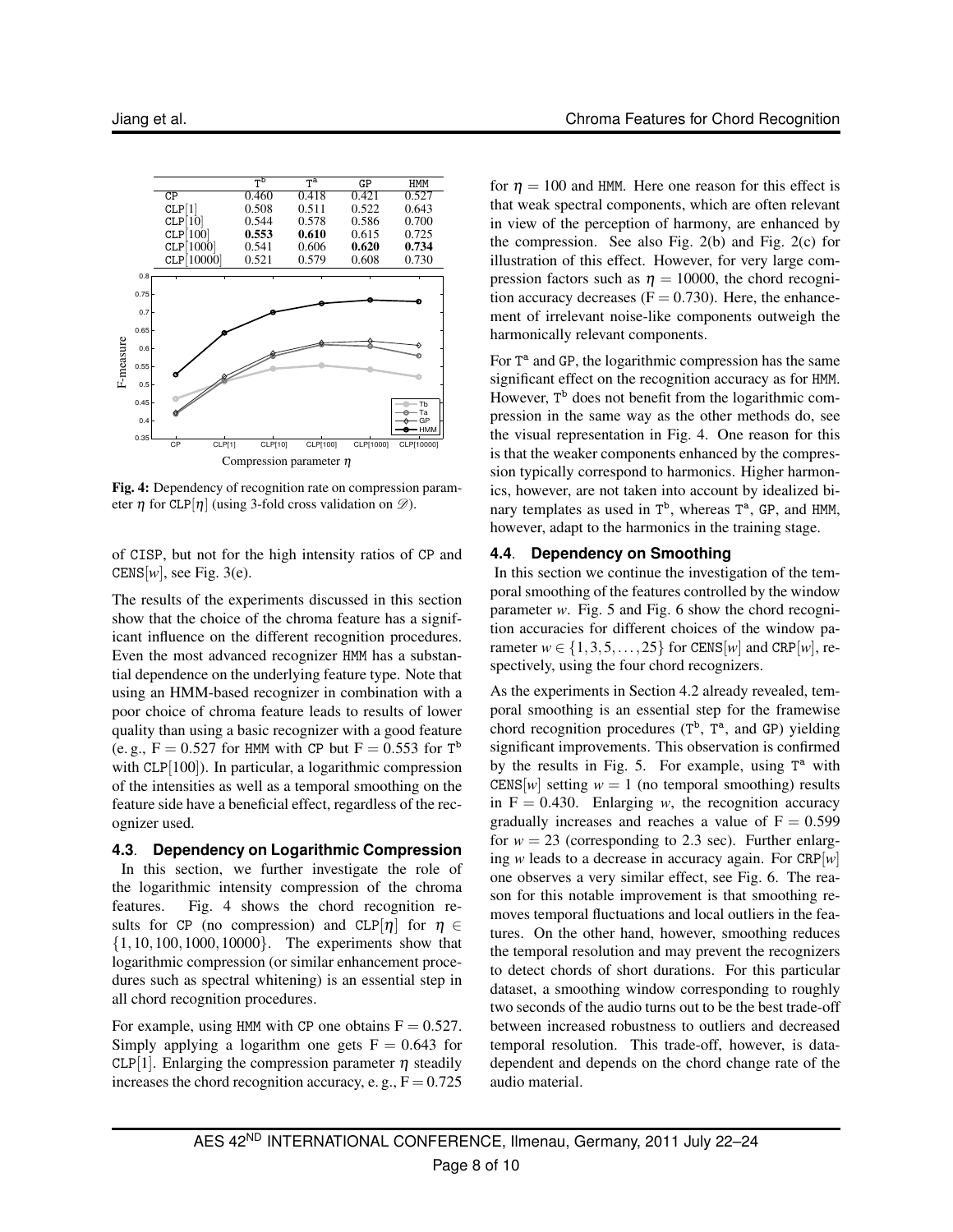| | $T^b$ | $T^a$ | GP | HMM |
|---|---|---|---|---|
| CP | 0.460 | 0.418 | 0.421 | 0.527 |
| CLP[1] | 0.508 | 0.511 | 0.522 | 0.643 |
| CLP[10] | 0.544 | 0.578 | 0.586 | 0.700 |
| CLP[100] | **0.553** | **0.610** | 0.615 | 0.725 |
| CLP[1000] | 0.541 | 0.606 | **0.620** | **0.734** |
| CLP[10000] | 0.521 | 0.579 | 0.608 | 0.730 |

**Fig. 4:** Dependency of recognition rate on compression parameter $\eta$ for CLP[$\eta$] (using 3-fold cross validation on $\mathscr{D}$).

of CISP, but not for the high intensity ratios of CP and CENS[$w$], see Fig. 3(e).

The results of the experiments discussed in this section show that the choice of the chroma feature has a significant influence on the different recognition procedures. Even the most advanced recognizer HMM has a substantial dependence on the underlying feature type. Note that using an HMM-based recognizer in combination with a poor choice of chroma feature leads to results of lower quality than using a basic recognizer with a good feature (e. g., $\mathrm{F} = 0.527$ for HMM with CP but $\mathrm{F} = 0.553$ for $T^b$ with CLP[100]). In particular, a logarithmic compression of the intensities as well as a temporal smoothing on the feature side have a beneficial effect, regardless of the recognizer used.

### 4.3. Dependency on Logarithmic Compression

In this section, we further investigate the role of the logarithmic intensity compression of the chroma features. Fig. 4 shows the chord recognition results for CP (no compression) and CLP[$\eta$] for $\eta \in \{1, 10, 100, 1000, 10000\}$. The experiments show that logarithmic compression (or similar enhancement procedures such as spectral whitening) is an essential step in all chord recognition procedures.

For example, using HMM with CP one obtains $\mathrm{F} = 0.527$. Simply applying a logarithm one gets $\mathrm{F} = 0.643$ for CLP[1]. Enlarging the compression parameter $\eta$ steadily increases the chord recognition accuracy, e. g., $\mathrm{F} = 0.725$ for $\eta = 100$ and HMM. Here one reason for this effect is that weak spectral components, which are often relevant in view of the perception of harmony, are enhanced by the compression. See also Fig. 2(b) and Fig. 2(c) for illustration of this effect. However, for very large compression factors such as $\eta = 10000$, the chord recognition accuracy decreases ($\mathrm{F} = 0.730$). Here, the enhancement of irrelevant noise-like components outweigh the harmonically relevant components.

For $T^a$ and GP, the logarithmic compression has the same significant effect on the recognition accuracy as for HMM. However, $T^b$ does not benefit from the logarithmic compression in the same way as the other methods do, see the visual representation in Fig. 4. One reason for this is that the weaker components enhanced by the compression typically correspond to harmonics. Higher harmonics, however, are not taken into account by idealized binary templates as used in $T^b$, whereas $T^a$, GP, and HMM, however, adapt to the harmonics in the training stage.

### 4.4. Dependency on Smoothing

In this section we continue the investigation of the temporal smoothing of the features controlled by the window parameter $w$. Fig. 5 and Fig. 6 show the chord recognition accuracies for different choices of the window parameter $w \in \{1, 3, 5, \ldots, 25\}$ for CENS[$w$] and CRP[$w$], respectively, using the four chord recognizers.

As the experiments in Section 4.2 already revealed, temporal smoothing is an essential step for the framewise chord recognition procedures ($T^b$, $T^a$, and GP) yielding significant improvements. This observation is confirmed by the results in Fig. 5. For example, using $T^a$ with CENS[$w$] setting $w = 1$ (no temporal smoothing) results in $\mathrm{F} = 0.430$. Enlarging $w$, the recognition accuracy gradually increases and reaches a value of $\mathrm{F} = 0.599$ for $w = 23$ (corresponding to 2.3 sec). Further enlarging $w$ leads to a decrease in accuracy again. For CRP[$w$] one observes a very similar effect, see Fig. 6. The reason for this notable improvement is that smoothing removes temporal fluctuations and local outliers in the features. On the other hand, however, smoothing reduces the temporal resolution and may prevent the recognizers to detect chords of short durations. For this particular dataset, a smoothing window corresponding to roughly two seconds of the audio turns out to be the best trade-off between increased robustness to outliers and decreased temporal resolution. This trade-off, however, is data-dependent and depends on the chord change rate of the audio material.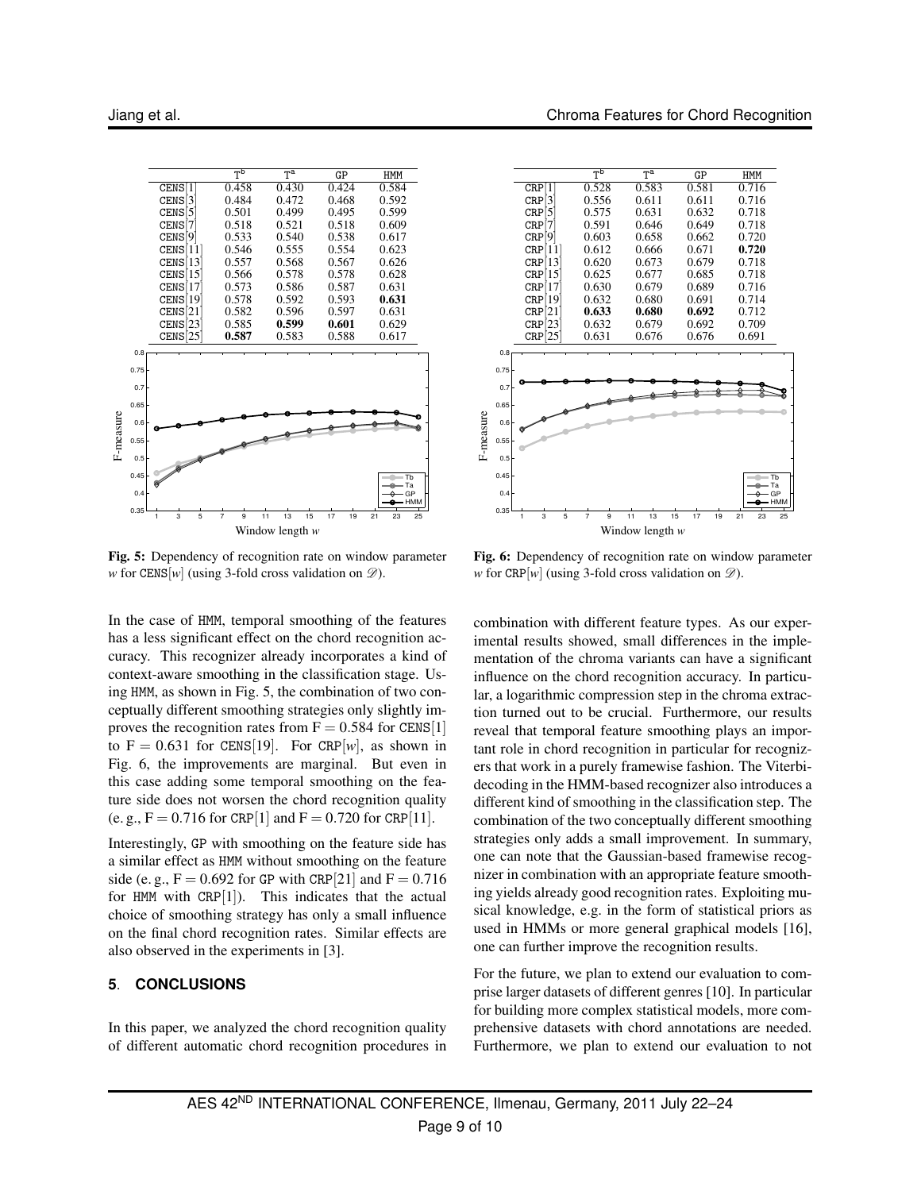|  | $T^b$ | $T^a$ | GP | HMM |
|---|---|---|---|---|
| CENS[1] | 0.458 | 0.430 | 0.424 | 0.584 |
| CENS[3] | 0.484 | 0.472 | 0.468 | 0.592 |
| CENS[5] | 0.501 | 0.499 | 0.495 | 0.599 |
| CENS[7] | 0.518 | 0.521 | 0.518 | 0.609 |
| CENS[9] | 0.533 | 0.540 | 0.538 | 0.617 |
| CENS[11] | 0.546 | 0.555 | 0.554 | 0.623 |
| CENS[13] | 0.557 | 0.568 | 0.567 | 0.626 |
| CENS[15] | 0.566 | 0.578 | 0.578 | 0.628 |
| CENS[17] | 0.573 | 0.586 | 0.587 | 0.631 |
| CENS[19] | 0.578 | 0.592 | 0.593 | **0.631** |
| CENS[21] | 0.582 | 0.596 | 0.597 | 0.631 |
| CENS[23] | 0.585 | **0.599** | **0.601** | 0.629 |
| CENS[25] | **0.587** | 0.583 | 0.588 | 0.617 |

**Fig. 5:** Dependency of recognition rate on window parameter $w$ for CENS[$w$] (using 3-fold cross validation on $\mathscr{D}$).

|  | $T^b$ | $T^a$ | GP | HMM |
|---|---|---|---|---|
| CRP[1] | 0.528 | 0.583 | 0.581 | 0.716 |
| CRP[3] | 0.556 | 0.611 | 0.611 | 0.716 |
| CRP[5] | 0.575 | 0.631 | 0.632 | 0.718 |
| CRP[7] | 0.591 | 0.646 | 0.649 | 0.718 |
| CRP[9] | 0.603 | 0.658 | 0.662 | 0.720 |
| CRP[11] | 0.612 | 0.666 | 0.671 | **0.720** |
| CRP[13] | 0.620 | 0.673 | 0.679 | 0.718 |
| CRP[15] | 0.625 | 0.677 | 0.685 | 0.718 |
| CRP[17] | 0.630 | 0.679 | 0.689 | 0.716 |
| CRP[19] | 0.632 | 0.680 | 0.691 | 0.714 |
| CRP[21] | **0.633** | **0.680** | **0.692** | 0.712 |
| CRP[23] | 0.632 | 0.679 | 0.692 | 0.709 |
| CRP[25] | 0.631 | 0.676 | 0.676 | 0.691 |

**Fig. 6:** Dependency of recognition rate on window parameter $w$ for CRP[$w$] (using 3-fold cross validation on $\mathscr{D}$).

In the case of HMM, temporal smoothing of the features has a less significant effect on the chord recognition accuracy. This recognizer already incorporates a kind of context-aware smoothing in the classification stage. Using HMM, as shown in Fig. 5, the combination of two conceptually different smoothing strategies only slightly improves the recognition rates from $\mathrm{F} = 0.584$ for CENS[1] to $\mathrm{F} = 0.631$ for CENS[19]. For CRP[$w$], as shown in Fig. 6, the improvements are marginal. But even in this case adding some temporal smoothing on the feature side does not worsen the chord recognition quality (e. g., $\mathrm{F} = 0.716$ for CRP[1] and $\mathrm{F} = 0.720$ for CRP[11].

Interestingly, GP with smoothing on the feature side has a similar effect as HMM without smoothing on the feature side (e. g., $\mathrm{F} = 0.692$ for GP with CRP[21] and $\mathrm{F} = 0.716$ for HMM with CRP[1]). This indicates that the actual choice of smoothing strategy has only a small influence on the final chord recognition rates. Similar effects are also observed in the experiments in [3].

## 5. CONCLUSIONS

In this paper, we analyzed the chord recognition quality of different automatic chord recognition procedures in combination with different feature types. As our experimental results showed, small differences in the implementation of the chroma variants can have a significant influence on the chord recognition accuracy. In particular, a logarithmic compression step in the chroma extraction turned out to be crucial. Furthermore, our results reveal that temporal feature smoothing plays an important role in chord recognition in particular for recognizers that work in a purely framewise fashion. The Viterbi-decoding in the HMM-based recognizer also introduces a different kind of smoothing in the classification step. The combination of the two conceptually different smoothing strategies only adds a small improvement. In summary, one can note that the Gaussian-based framewise recognizer in combination with an appropriate feature smoothing yields already good recognition rates. Exploiting musical knowledge, e.g. in the form of statistical priors as used in HMMs or more general graphical models [16], one can further improve the recognition results.

For the future, we plan to extend our evaluation to comprise larger datasets of different genres [10]. In particular for building more complex statistical models, more comprehensive datasets with chord annotations are needed. Furthermore, we plan to extend our evaluation to not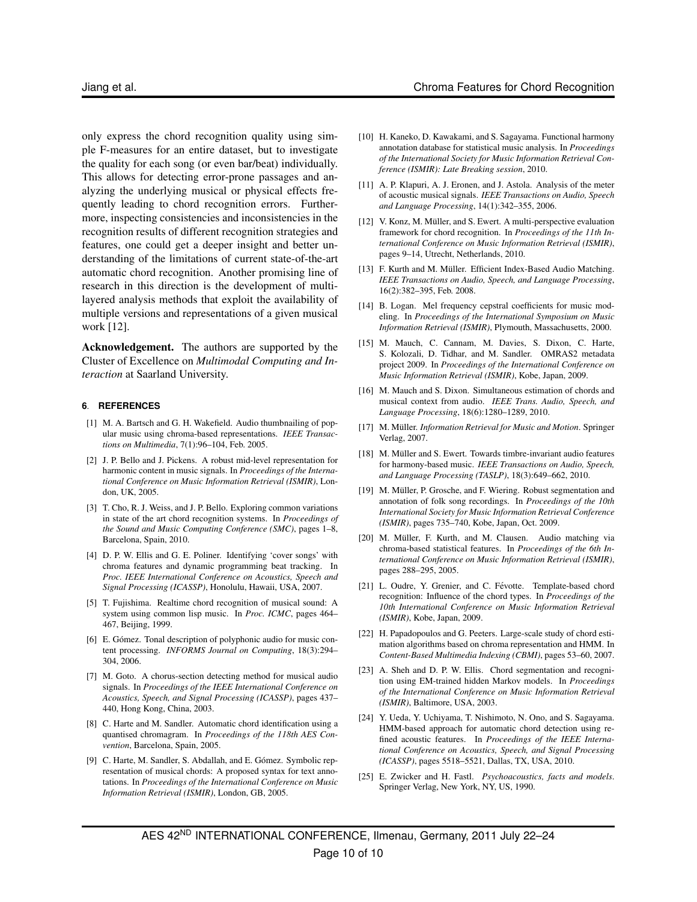only express the chord recognition quality using simple F-measures for an entire dataset, but to investigate the quality for each song (or even bar/beat) individually. This allows for detecting error-prone passages and analyzing the underlying musical or physical effects frequently leading to chord recognition errors. Furthermore, inspecting consistencies and inconsistencies in the recognition results of different recognition strategies and features, one could get a deeper insight and better understanding of the limitations of current state-of-the-art automatic chord recognition. Another promising line of research in this direction is the development of multi-layered analysis methods that exploit the availability of multiple versions and representations of a given musical work [12].

**Acknowledgement.** The authors are supported by the Cluster of Excellence on *Multimodal Computing and Interaction* at Saarland University.

## 6. REFERENCES

[1] M. A. Bartsch and G. H. Wakefield. Audio thumbnailing of popular music using chroma-based representations. *IEEE Transactions on Multimedia*, 7(1):96–104, Feb. 2005.

[2] J. P. Bello and J. Pickens. A robust mid-level representation for harmonic content in music signals. In *Proceedings of the International Conference on Music Information Retrieval (ISMIR)*, London, UK, 2005.

[3] T. Cho, R. J. Weiss, and J. P. Bello. Exploring common variations in state of the art chord recognition systems. In *Proceedings of the Sound and Music Computing Conference (SMC)*, pages 1–8, Barcelona, Spain, 2010.

[4] D. P. W. Ellis and G. E. Poliner. Identifying 'cover songs' with chroma features and dynamic programming beat tracking. In *Proc. IEEE International Conference on Acoustics, Speech and Signal Processing (ICASSP)*, Honolulu, Hawaii, USA, 2007.

[5] T. Fujishima. Realtime chord recognition of musical sound: A system using common lisp music. In *Proc. ICMC*, pages 464–467, Beijing, 1999.

[6] E. Gómez. Tonal description of polyphonic audio for music content processing. *INFORMS Journal on Computing*, 18(3):294–304, 2006.

[7] M. Goto. A chorus-section detecting method for musical audio signals. In *Proceedings of the IEEE International Conference on Acoustics, Speech, and Signal Processing (ICASSP)*, pages 437–440, Hong Kong, China, 2003.

[8] C. Harte and M. Sandler. Automatic chord identification using a quantised chromagram. In *Proceedings of the 118th AES Convention*, Barcelona, Spain, 2005.

[9] C. Harte, M. Sandler, S. Abdallah, and E. Gómez. Symbolic representation of musical chords: A proposed syntax for text annotations. In *Proceedings of the International Conference on Music Information Retrieval (ISMIR)*, London, GB, 2005.

[10] H. Kaneko, D. Kawakami, and S. Sagayama. Functional harmony annotation database for statistical music analysis. In *Proceedings of the International Society for Music Information Retrieval Conference (ISMIR): Late Breaking session*, 2010.

[11] A. P. Klapuri, A. J. Eronen, and J. Astola. Analysis of the meter of acoustic musical signals. *IEEE Transactions on Audio, Speech and Language Processing*, 14(1):342–355, 2006.

[12] V. Konz, M. Müller, and S. Ewert. A multi-perspective evaluation framework for chord recognition. In *Proceedings of the 11th International Conference on Music Information Retrieval (ISMIR)*, pages 9–14, Utrecht, Netherlands, 2010.

[13] F. Kurth and M. Müller. Efficient Index-Based Audio Matching. *IEEE Transactions on Audio, Speech, and Language Processing*, 16(2):382–395, Feb. 2008.

[14] B. Logan. Mel frequency cepstral coefficients for music modeling. In *Proceedings of the International Symposium on Music Information Retrieval (ISMIR)*, Plymouth, Massachusetts, 2000.

[15] M. Mauch, C. Cannam, M. Davies, S. Dixon, C. Harte, S. Kolozali, D. Tidhar, and M. Sandler. OMRAS2 metadata project 2009. In *Proceedings of the International Conference on Music Information Retrieval (ISMIR)*, Kobe, Japan, 2009.

[16] M. Mauch and S. Dixon. Simultaneous estimation of chords and musical context from audio. *IEEE Trans. Audio, Speech, and Language Processing*, 18(6):1280–1289, 2010.

[17] M. Müller. *Information Retrieval for Music and Motion*. Springer Verlag, 2007.

[18] M. Müller and S. Ewert. Towards timbre-invariant audio features for harmony-based music. *IEEE Transactions on Audio, Speech, and Language Processing (TASLP)*, 18(3):649–662, 2010.

[19] M. Müller, P. Grosche, and F. Wiering. Robust segmentation and annotation of folk song recordings. In *Proceedings of the 10th International Society for Music Information Retrieval Conference (ISMIR)*, pages 735–740, Kobe, Japan, Oct. 2009.

[20] M. Müller, F. Kurth, and M. Clausen. Audio matching via chroma-based statistical features. In *Proceedings of the 6th International Conference on Music Information Retrieval (ISMIR)*, pages 288–295, 2005.

[21] L. Oudre, Y. Grenier, and C. Févotte. Template-based chord recognition: Influence of the chord types. In *Proceedings of the 10th International Conference on Music Information Retrieval (ISMIR)*, Kobe, Japan, 2009.

[22] H. Papadopoulos and G. Peeters. Large-scale study of chord estimation algorithms based on chroma representation and HMM. In *Content-Based Multimedia Indexing (CBMI)*, pages 53–60, 2007.

[23] A. Sheh and D. P. W. Ellis. Chord segmentation and recognition using EM-trained hidden Markov models. In *Proceedings of the International Conference on Music Information Retrieval (ISMIR)*, Baltimore, USA, 2003.

[24] Y. Ueda, Y. Uchiyama, T. Nishimoto, N. Ono, and S. Sagayama. HMM-based approach for automatic chord detection using refined acoustic features. In *Proceedings of the IEEE International Conference on Acoustics, Speech, and Signal Processing (ICASSP)*, pages 5518–5521, Dallas, TX, USA, 2010.

[25] E. Zwicker and H. Fastl. *Psychoacoustics, facts and models*. Springer Verlag, New York, NY, US, 1990.